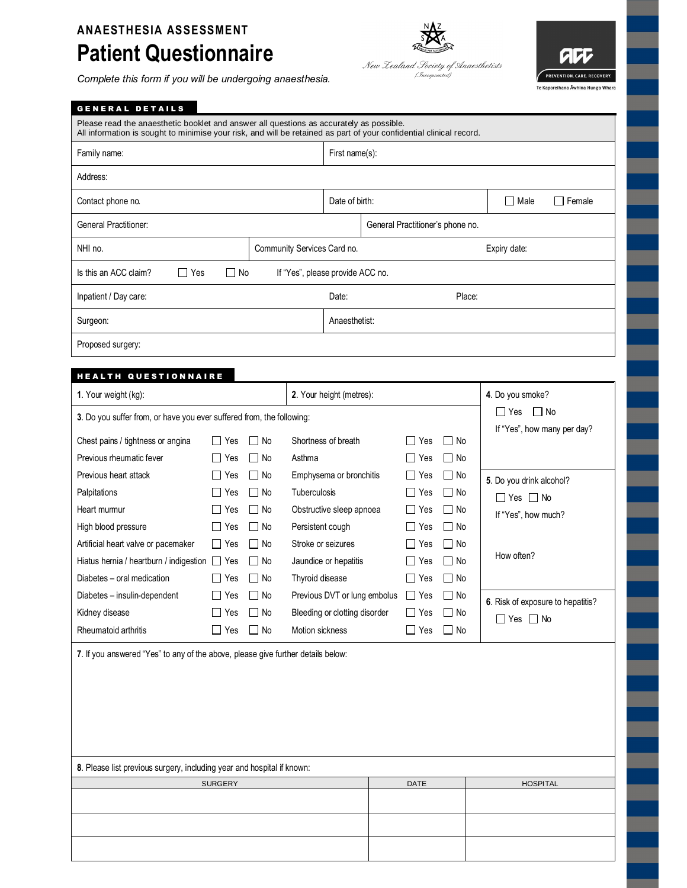# ANAESTHESIA ASSESSMENT

# Patient Questionnaire

*Complete this form if you will be undergoing anaesthesia.*

New Zealand Society of Anaesthetists (Incorporated)

ACC — PREVENTION. CARE. RECOVERY. Te Kaporeihana Āwhina Hunga Whara

## GENERAL DETAILS

Please read the anaesthetic booklet and answer all questions as accurately as possible.
All information is sought to minimise your risk, and will be retained as part of your confidential clinical record.

| | | |
|---|---|---|
| Family name: | First name(s): | |
| Address: | | |
| Contact phone no. | Date of birth: | ☐ Male ☐ Female |
| General Practitioner: | General Practitioner's phone no. | |
| NHI no. | Community Services Card no. | Expiry date: |
| Is this an ACC claim? ☐ Yes ☐ No | If "Yes", please provide ACC no. | |
| Inpatient / Day care: | Date: | Place: |
| Surgeon: | Anaesthetist: | |
| Proposed surgery: | | |

## HEALTH QUESTIONNAIRE

**1**. Your weight (kg):

**2**. Your height (metres):

**3**. Do you suffer from, or have you ever suffered from, the following:

| Condition | Yes | No | Condition | Yes | No |
|---|---|---|---|---|---|
| Chest pains / tightness or angina | ☐ | ☐ | Shortness of breath | ☐ | ☐ |
| Previous rheumatic fever | ☐ | ☐ | Asthma | ☐ | ☐ |
| Previous heart attack | ☐ | ☐ | Emphysema or bronchitis | ☐ | ☐ |
| Palpitations | ☐ | ☐ | Tuberculosis | ☐ | ☐ |
| Heart murmur | ☐ | ☐ | Obstructive sleep apnoea | ☐ | ☐ |
| High blood pressure | ☐ | ☐ | Persistent cough | ☐ | ☐ |
| Artificial heart valve or pacemaker | ☐ | ☐ | Stroke or seizures | ☐ | ☐ |
| Hiatus hernia / heartburn / indigestion | ☐ | ☐ | Jaundice or hepatitis | ☐ | ☐ |
| Diabetes – oral medication | ☐ | ☐ | Thyroid disease | ☐ | ☐ |
| Diabetes – insulin-dependent | ☐ | ☐ | Previous DVT or lung embolus | ☐ | ☐ |
| Kidney disease | ☐ | ☐ | Bleeding or clotting disorder | ☐ | ☐ |
| Rheumatoid arthritis | ☐ | ☐ | Motion sickness | ☐ | ☐ |

**4**. Do you smoke? ☐ Yes ☐ No

If "Yes", how many per day?

**5**. Do you drink alcohol? ☐ Yes ☐ No

If "Yes", how much?

How often?

**6**. Risk of exposure to hepatitis? ☐ Yes ☐ No

**7**. If you answered "Yes" to any of the above, please give further details below:

**8**. Please list previous surgery, including year and hospital if known:

| SURGERY | DATE | HOSPITAL |
|---|---|---|
| | | |
| | | |
| | | |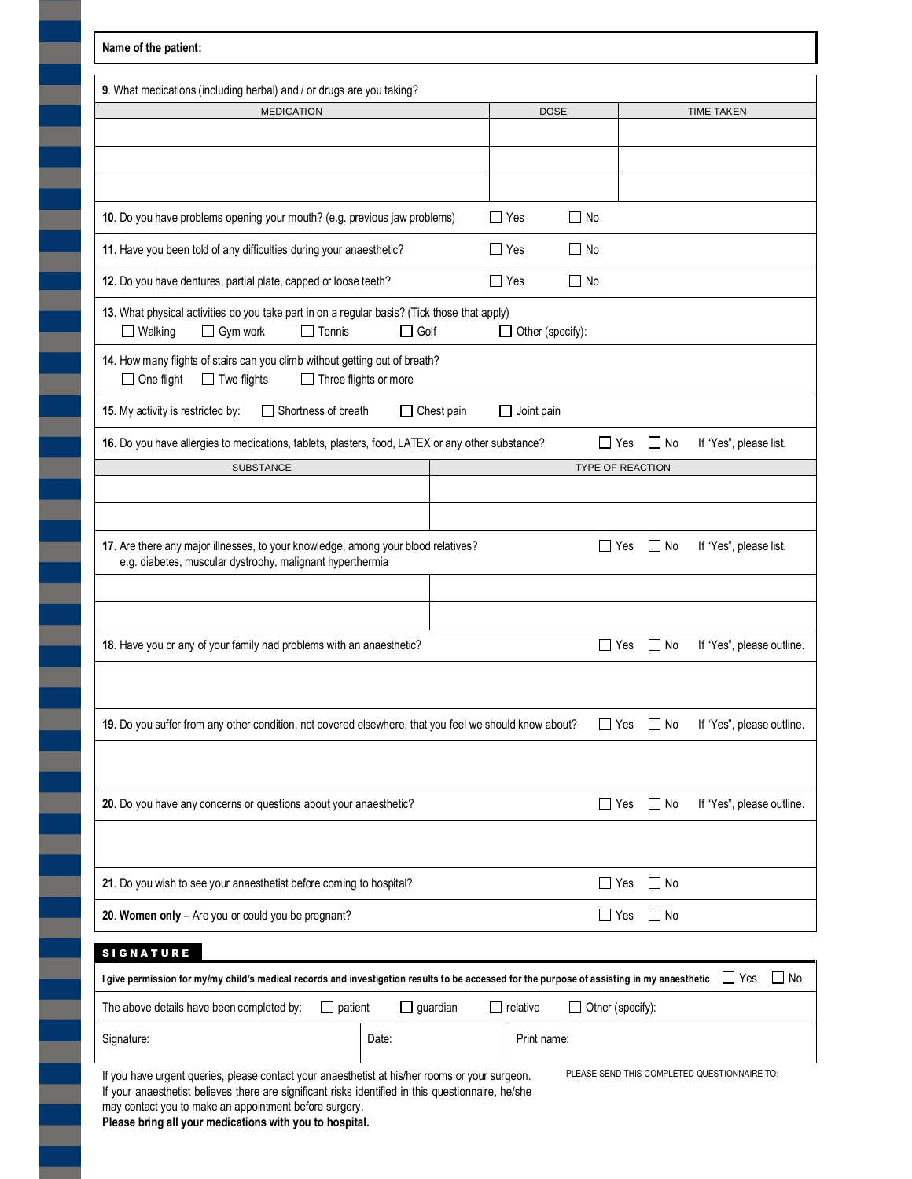**Name of the patient:**

**9**. What medications (including herbal) and / or drugs are you taking?

| MEDICATION | DOSE | TIME TAKEN |
|---|---|---|
| | | |
| | | |
| | | |

**10**. Do you have problems opening your mouth? (e.g. previous jaw problems) ☐ Yes ☐ No

**11**. Have you been told of any difficulties during your anaesthetic? ☐ Yes ☐ No

**12**. Do you have dentures, partial plate, capped or loose teeth? ☐ Yes ☐ No

**13**. What physical activities do you take part in on a regular basis? (Tick those that apply)
☐ Walking ☐ Gym work ☐ Tennis ☐ Golf ☐ Other (specify):

**14**. How many flights of stairs can you climb without getting out of breath?
☐ One flight ☐ Two flights ☐ Three flights or more

**15**. My activity is restricted by: ☐ Shortness of breath ☐ Chest pain ☐ Joint pain

**16**. Do you have allergies to medications, tablets, plasters, food, LATEX or any other substance? ☐ Yes ☐ No If "Yes", please list.

| SUBSTANCE | TYPE OF REACTION |
|---|---|
| | |
| | |

**17**. Are there any major illnesses, to your knowledge, among your blood relatives? ☐ Yes ☐ No If "Yes", please list.
e.g. diabetes, muscular dystrophy, malignant hyperthermia

| | |
|---|---|
| | |
| | |

**18**. Have you or any of your family had problems with an anaesthetic? ☐ Yes ☐ No If "Yes", please outline.

**19**. Do you suffer from any other condition, not covered elsewhere, that you feel we should know about? ☐ Yes ☐ No If "Yes", please outline.

**20**. Do you have any concerns or questions about your anaesthetic? ☐ Yes ☐ No If "Yes", please outline.

**21**. Do you wish to see your anaesthetist before coming to hospital? ☐ Yes ☐ No

**20**. **Women only** – Are you or could you be pregnant? ☐ Yes ☐ No

## SIGNATURE

**I give permission for my/my child's medical records and investigation results to be accessed for the purpose of assisting in my anaesthetic** ☐ Yes ☐ No

The above details have been completed by: ☐ patient ☐ guardian ☐ relative ☐ Other (specify):

| Signature: | Date: | Print name: |
|---|---|---|

If you have urgent queries, please contact your anaesthetist at his/her rooms or your surgeon.
If your anaesthetist believes there are significant risks identified in this questionnaire, he/she may contact you to make an appointment before surgery.
**Please bring all your medications with you to hospital.**

PLEASE SEND THIS COMPLETED QUESTIONNAIRE TO: